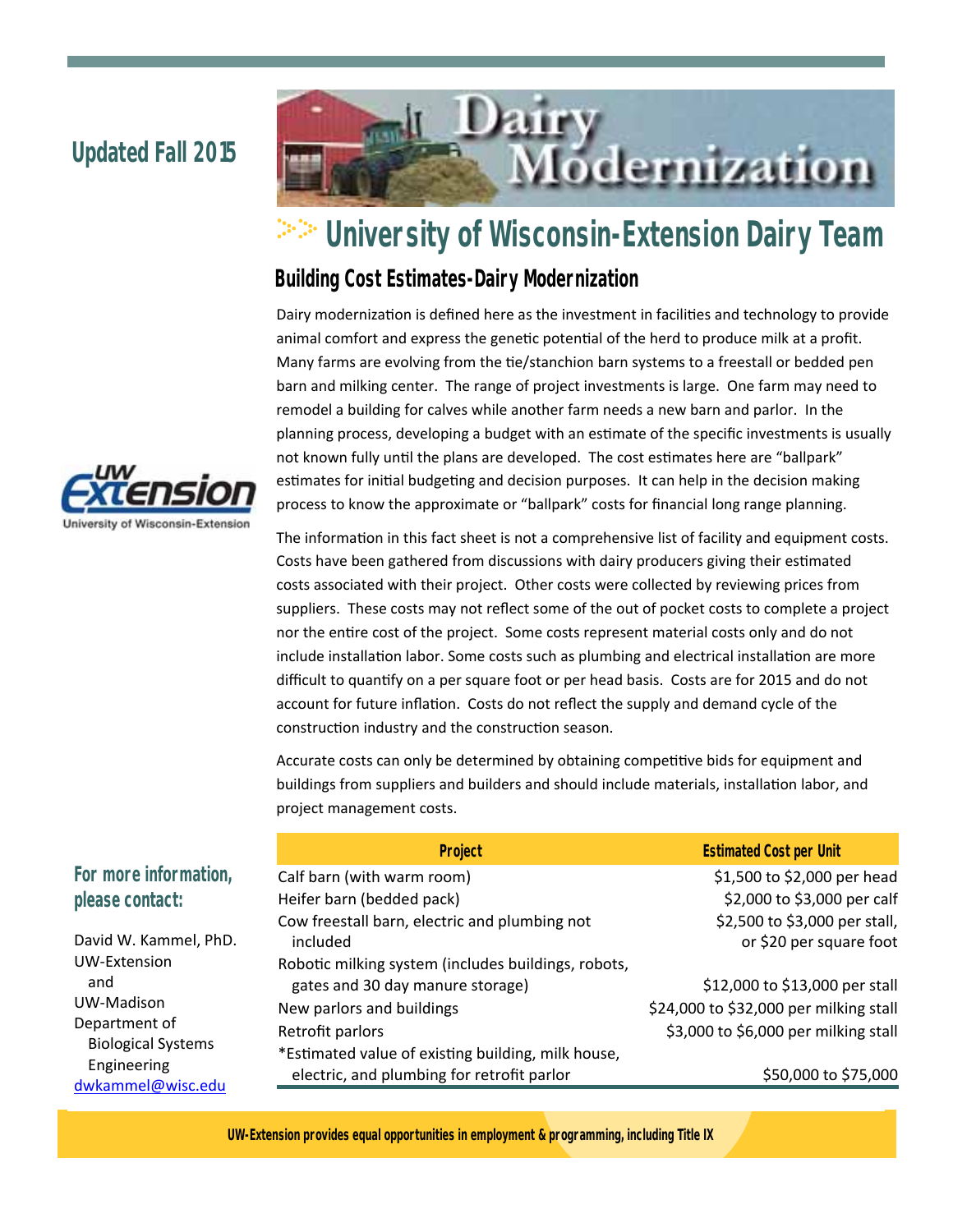Updated Fall 2015

# Dairy Modernization

## University of Wisconsin-Extension Dairy Team

### Building Cost Estimates-Dairy Modernization

Dairy modernization is defined here as the investment in facilities and technology to provide animal comfort and express the genetic potential of the herd to produce milk at a profit. Many farms are evolving from the tie/stanchion barn systems to a freestall or bedded pen barn and milking center. The range of project investments is large. One farm may need to remodel a building for calves while another farm needs a new barn and parlor. In the planning process, developing a budget with an estimate of the specific investments is usually not known fully until the plans are developed. The cost estimates here are "ballpark" estimates for initial budgeting and decision purposes. It can help in the decision making process to know the approximate or "ballpark" costs for financial long range planning.

The information in this fact sheet is not a comprehensive list of facility and equipment costs. Costs have been gathered from discussions with dairy producers giving their estimated costs associated with their project. Other costs were collected by reviewing prices from suppliers. These costs may not reflect some of the out of pocket costs to complete a project nor the entire cost of the project. Some costs represent material costs only and do not include installation labor. Some costs such as plumbing and electrical installation are more difficult to quantify on a per square foot or per head basis. Costs are for 2015 and do not account for future inflation. Costs do not reflect the supply and demand cycle of the construction industry and the construction season.

Accurate costs can only be determined by obtaining competitive bids for equipment and buildings from suppliers and builders and should include materials, installation labor, and project management costs.

| Project | Estimated Cost per Unit |
|---|---|
| Calf barn (with warm room) | $1,500 to $2,000 per head |
| Heifer barn (bedded pack) | $2,000 to $3,000 per calf |
| Cow freestall barn, electric and plumbing not included | $2,500 to $3,000 per stall, or $20 per square foot |
| Robotic milking system (includes buildings, robots, gates and 30 day manure storage) | $12,000 to $13,000 per stall |
| New parlors and buildings | $24,000 to $32,000 per milking stall |
| Retrofit parlors | $3,000 to $6,000 per milking stall |
| *Estimated value of existing building, milk house, electric, and plumbing for retrofit parlor | $50,000 to $75,000 |

**For more information, please contact:**

David W. Kammel, PhD.
UW-Extension
and
UW-Madison
Department of
Biological Systems
Engineering
dwkammel@wisc.edu

UW-Extension provides equal opportunities in employment & programming, including Title IX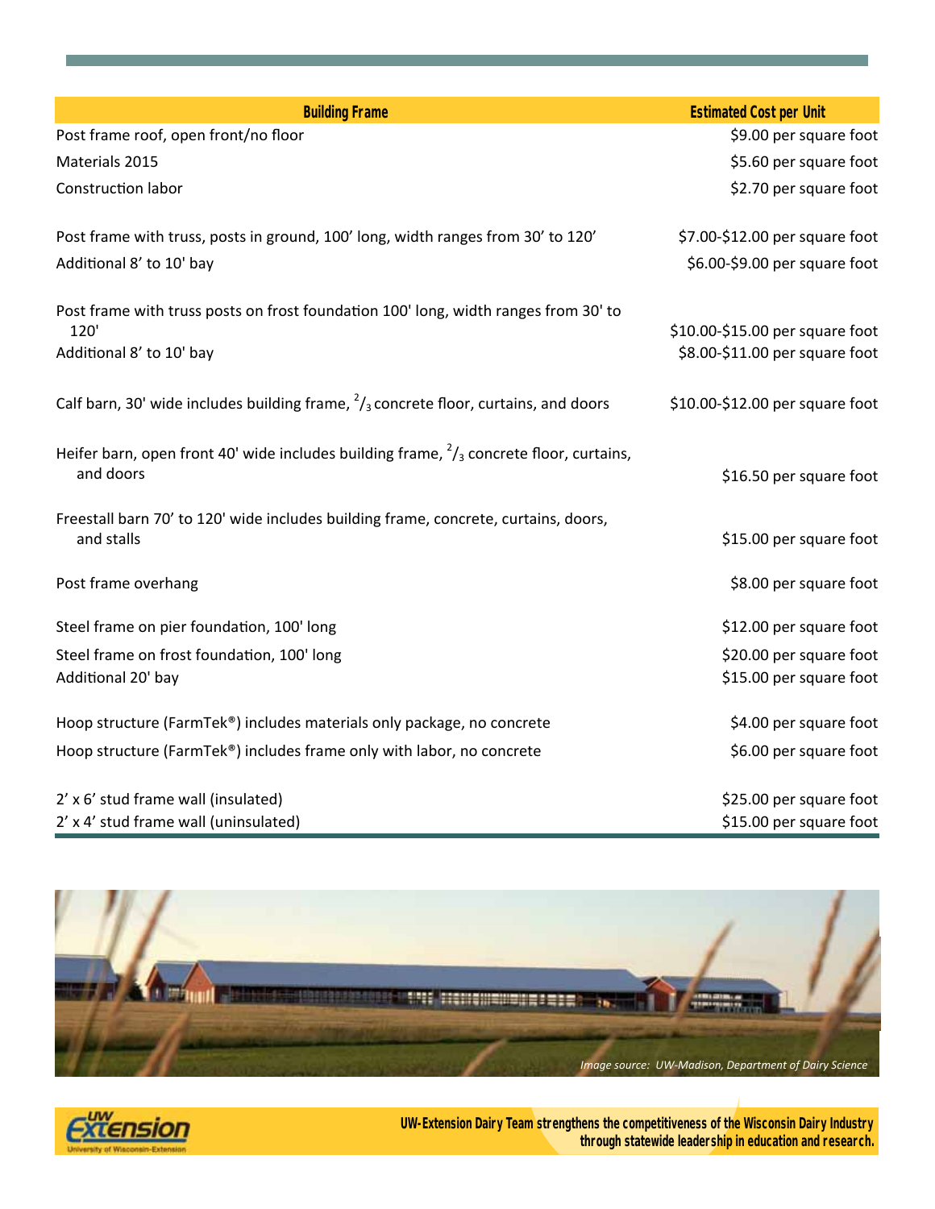| Building Frame | Estimated Cost per Unit |
| --- | --- |
| Post frame roof, open front/no floor | $9.00 per square foot |
| Materials 2015 | $5.60 per square foot |
| Construction labor | $2.70 per square foot |
| Post frame with truss, posts in ground, 100’ long, width ranges from 30’ to 120’ | $7.00-$12.00 per square foot |
| Additional 8’ to 10' bay | $6.00-$9.00 per square foot |
| Post frame with truss posts on frost foundation 100' long, width ranges from 30' to 120' | $10.00-$15.00 per square foot |
| Additional 8’ to 10' bay | $8.00-$11.00 per square foot |
| Calf barn, 30' wide includes building frame, $^{2}/_{3}$ concrete floor, curtains, and doors | $10.00-$12.00 per square foot |
| Heifer barn, open front 40' wide includes building frame, $^{2}/_{3}$ concrete floor, curtains, and doors | $16.50 per square foot |
| Freestall barn 70’ to 120' wide includes building frame, concrete, curtains, doors, and stalls | $15.00 per square foot |
| Post frame overhang | $8.00 per square foot |
| Steel frame on pier foundation, 100' long | $12.00 per square foot |
| Steel frame on frost foundation, 100' long | $20.00 per square foot |
| Additional 20' bay | $15.00 per square foot |
| Hoop structure (FarmTek®) includes materials only package, no concrete | $4.00 per square foot |
| Hoop structure (FarmTek®) includes frame only with labor, no concrete | $6.00 per square foot |
| 2’ x 6’ stud frame wall (insulated) | $25.00 per square foot |
| 2’ x 4’ stud frame wall (uninsulated) | $15.00 per square foot |

*Image source: UW-Madison, Department of Dairy Science*

**UW-Extension Dairy Team strengthens the competitiveness of the Wisconsin Dairy Industry through statewide leadership in education and research.**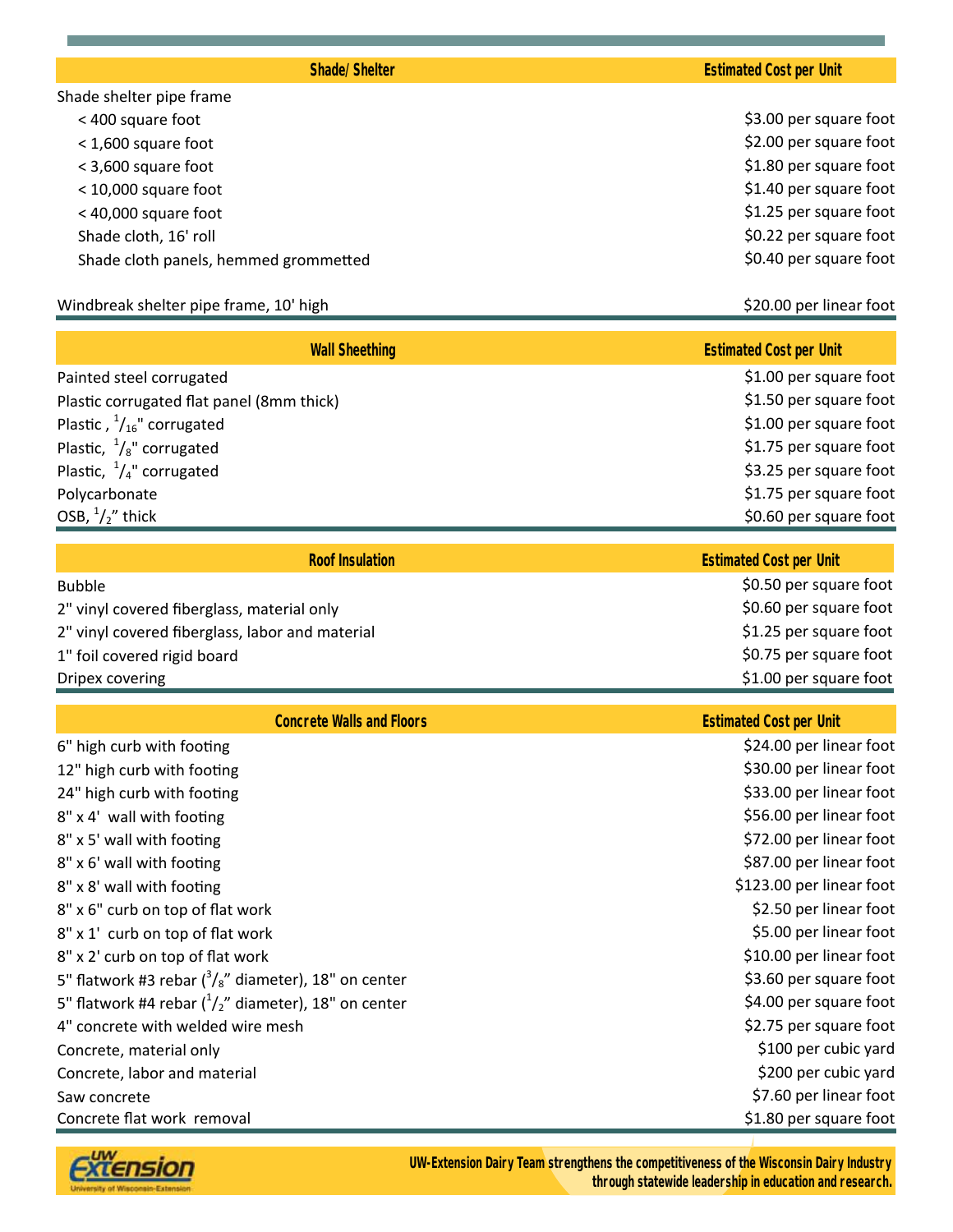| Shade/ Shelter | Estimated Cost per Unit |
|---|---|
| Shade shelter pipe frame | |
| < 400 square foot | $3.00 per square foot |
| < 1,600 square foot | $2.00 per square foot |
| < 3,600 square foot | $1.80 per square foot |
| < 10,000 square foot | $1.40 per square foot |
| < 40,000 square foot | $1.25 per square foot |
| Shade cloth, 16' roll | $0.22 per square foot |
| Shade cloth panels, hemmed grommetted | $0.40 per square foot |
| Windbreak shelter pipe frame, 10' high | $20.00 per linear foot |

| Wall Sheething | Estimated Cost per Unit |
|---|---|
| Painted steel corrugated | $1.00 per square foot |
| Plastic corrugated flat panel (8mm thick) | $1.50 per square foot |
| Plastic , 1/16" corrugated | $1.00 per square foot |
| Plastic, 1/8" corrugated | $1.75 per square foot |
| Plastic, 1/4" corrugated | $3.25 per square foot |
| Polycarbonate | $1.75 per square foot |
| OSB, 1/2" thick | $0.60 per square foot |

| Roof Insulation | Estimated Cost per Unit |
|---|---|
| Bubble | $0.50 per square foot |
| 2" vinyl covered fiberglass, material only | $0.60 per square foot |
| 2" vinyl covered fiberglass, labor and material | $1.25 per square foot |
| 1" foil covered rigid board | $0.75 per square foot |
| Dripex covering | $1.00 per square foot |

| Concrete Walls and Floors | Estimated Cost per Unit |
|---|---|
| 6" high curb with footing | $24.00 per linear foot |
| 12" high curb with footing | $30.00 per linear foot |
| 24" high curb with footing | $33.00 per linear foot |
| 8" x 4' wall with footing | $56.00 per linear foot |
| 8" x 5' wall with footing | $72.00 per linear foot |
| 8" x 6' wall with footing | $87.00 per linear foot |
| 8" x 8' wall with footing | $123.00 per linear foot |
| 8" x 6" curb on top of flat work | $2.50 per linear foot |
| 8" x 1' curb on top of flat work | $5.00 per linear foot |
| 8" x 2' curb on top of flat work | $10.00 per linear foot |
| 5" flatwork #3 rebar (3/8" diameter), 18" on center | $3.60 per square foot |
| 5" flatwork #4 rebar (1/2" diameter), 18" on center | $4.00 per square foot |
| 4" concrete with welded wire mesh | $2.75 per square foot |
| Concrete, material only | $100 per cubic yard |
| Concrete, labor and material | $200 per cubic yard |
| Saw concrete | $7.60 per linear foot |
| Concrete flat work removal | $1.80 per square foot |

UW-Extension Dairy Team strengthens the competitiveness of the Wisconsin Dairy Industry through statewide leadership in education and research.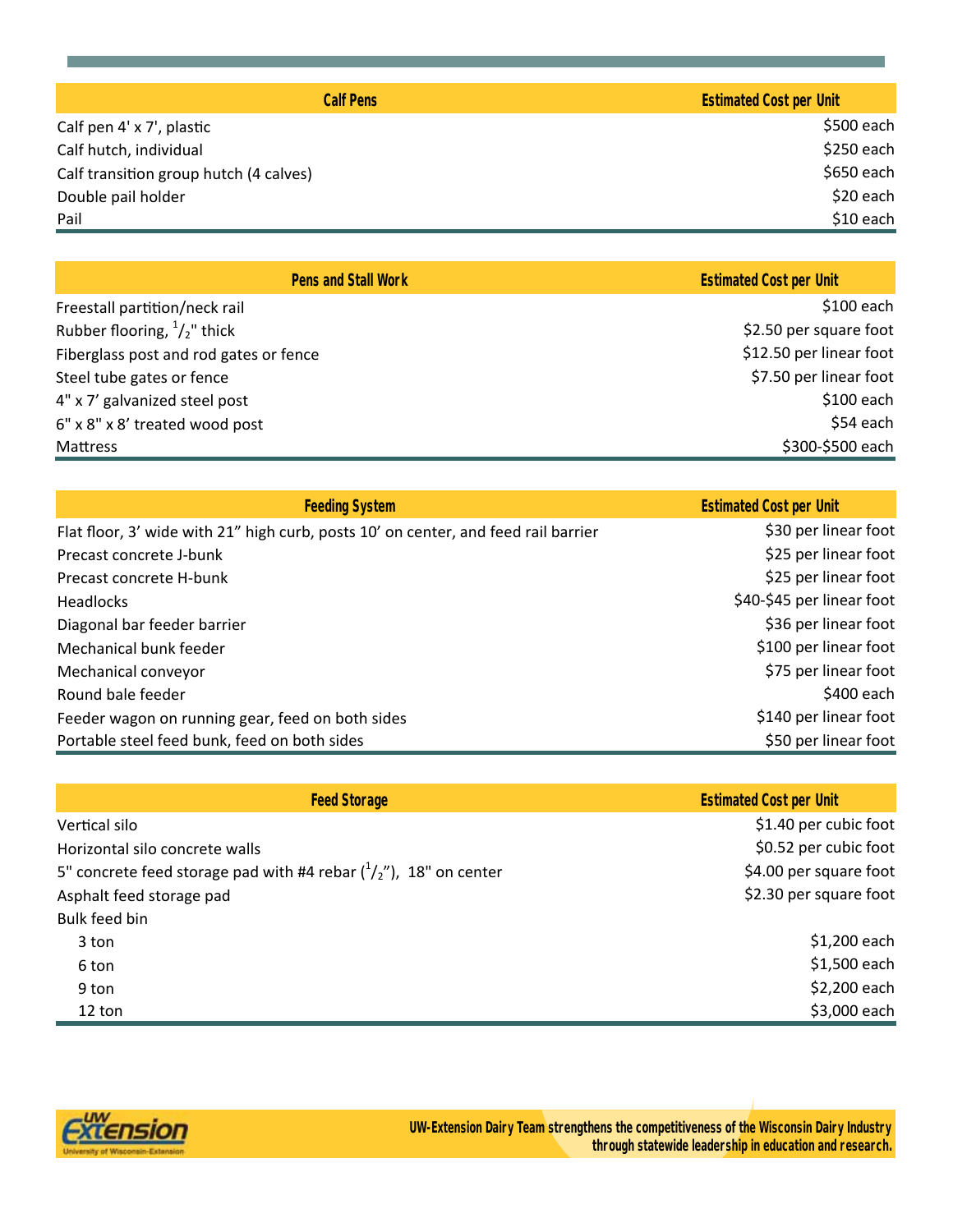| Calf Pens | Estimated Cost per Unit |
|---|---|
| Calf pen 4' x 7', plastic | $500 each |
| Calf hutch, individual | $250 each |
| Calf transition group hutch (4 calves) | $650 each |
| Double pail holder | $20 each |
| Pail | $10 each |

| Pens and Stall Work | Estimated Cost per Unit |
|---|---|
| Freestall partition/neck rail | $100 each |
| Rubber flooring, 1/2" thick | $2.50 per square foot |
| Fiberglass post and rod gates or fence | $12.50 per linear foot |
| Steel tube gates or fence | $7.50 per linear foot |
| 4" x 7' galvanized steel post | $100 each |
| 6" x 8" x 8' treated wood post | $54 each |
| Mattress | $300-$500 each |

| Feeding System | Estimated Cost per Unit |
|---|---|
| Flat floor, 3' wide with 21" high curb, posts 10' on center, and feed rail barrier | $30 per linear foot |
| Precast concrete J-bunk | $25 per linear foot |
| Precast concrete H-bunk | $25 per linear foot |
| Headlocks | $40-$45 per linear foot |
| Diagonal bar feeder barrier | $36 per linear foot |
| Mechanical bunk feeder | $100 per linear foot |
| Mechanical conveyor | $75 per linear foot |
| Round bale feeder | $400 each |
| Feeder wagon on running gear, feed on both sides | $140 per linear foot |
| Portable steel feed bunk, feed on both sides | $50 per linear foot |

| Feed Storage | Estimated Cost per Unit |
|---|---|
| Vertical silo | $1.40 per cubic foot |
| Horizontal silo concrete walls | $0.52 per cubic foot |
| 5" concrete feed storage pad with #4 rebar (1/2"), 18" on center | $4.00 per square foot |
| Asphalt feed storage pad | $2.30 per square foot |
| Bulk feed bin | |
| 3 ton | $1,200 each |
| 6 ton | $1,500 each |
| 9 ton | $2,200 each |
| 12 ton | $3,000 each |

UW-Extension Dairy Team strengthens the competitiveness of the Wisconsin Dairy Industry through statewide leadership in education and research.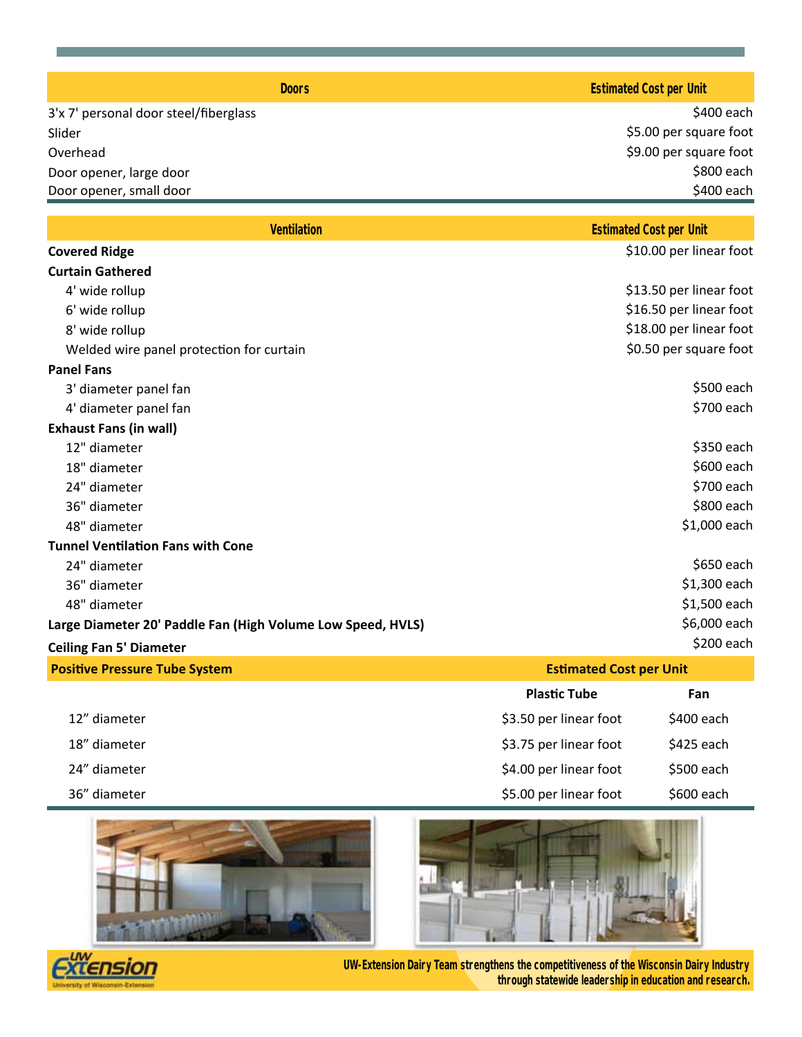| Doors | Estimated Cost per Unit |
|---|---|
| 3'x 7' personal door steel/fiberglass | $400 each |
| Slider | $5.00 per square foot |
| Overhead | $9.00 per square foot |
| Door opener, large door | $800 each |
| Door opener, small door | $400 each |

| Ventilation | Estimated Cost per Unit |
|---|---|
| **Covered Ridge** | $10.00 per linear foot |
| **Curtain Gathered** | |
| 4' wide rollup | $13.50 per linear foot |
| 6' wide rollup | $16.50 per linear foot |
| 8' wide rollup | $18.00 per linear foot |
| Welded wire panel protection for curtain | $0.50 per square foot |
| **Panel Fans** | |
| 3' diameter panel fan | $500 each |
| 4' diameter panel fan | $700 each |
| **Exhaust Fans (in wall)** | |
| 12" diameter | $350 each |
| 18" diameter | $600 each |
| 24" diameter | $700 each |
| 36" diameter | $800 each |
| 48" diameter | $1,000 each |
| **Tunnel Ventilation Fans with Cone** | |
| 24" diameter | $650 each |
| 36" diameter | $1,300 each |
| 48" diameter | $1,500 each |
| **Large Diameter 20' Paddle Fan (High Volume Low Speed, HVLS)** | $6,000 each |
| **Ceiling Fan 5' Diameter** | $200 each |

| Positive Pressure Tube System | Estimated Cost per Unit | |
|---|---|---|
| | Plastic Tube | Fan |
| 12” diameter | $3.50 per linear foot | $400 each |
| 18” diameter | $3.75 per linear foot | $425 each |
| 24” diameter | $4.00 per linear foot | $500 each |
| 36” diameter | $5.00 per linear foot | $600 each |

UW-Extension Dairy Team strengthens the competitiveness of the Wisconsin Dairy Industry through statewide leadership in education and research.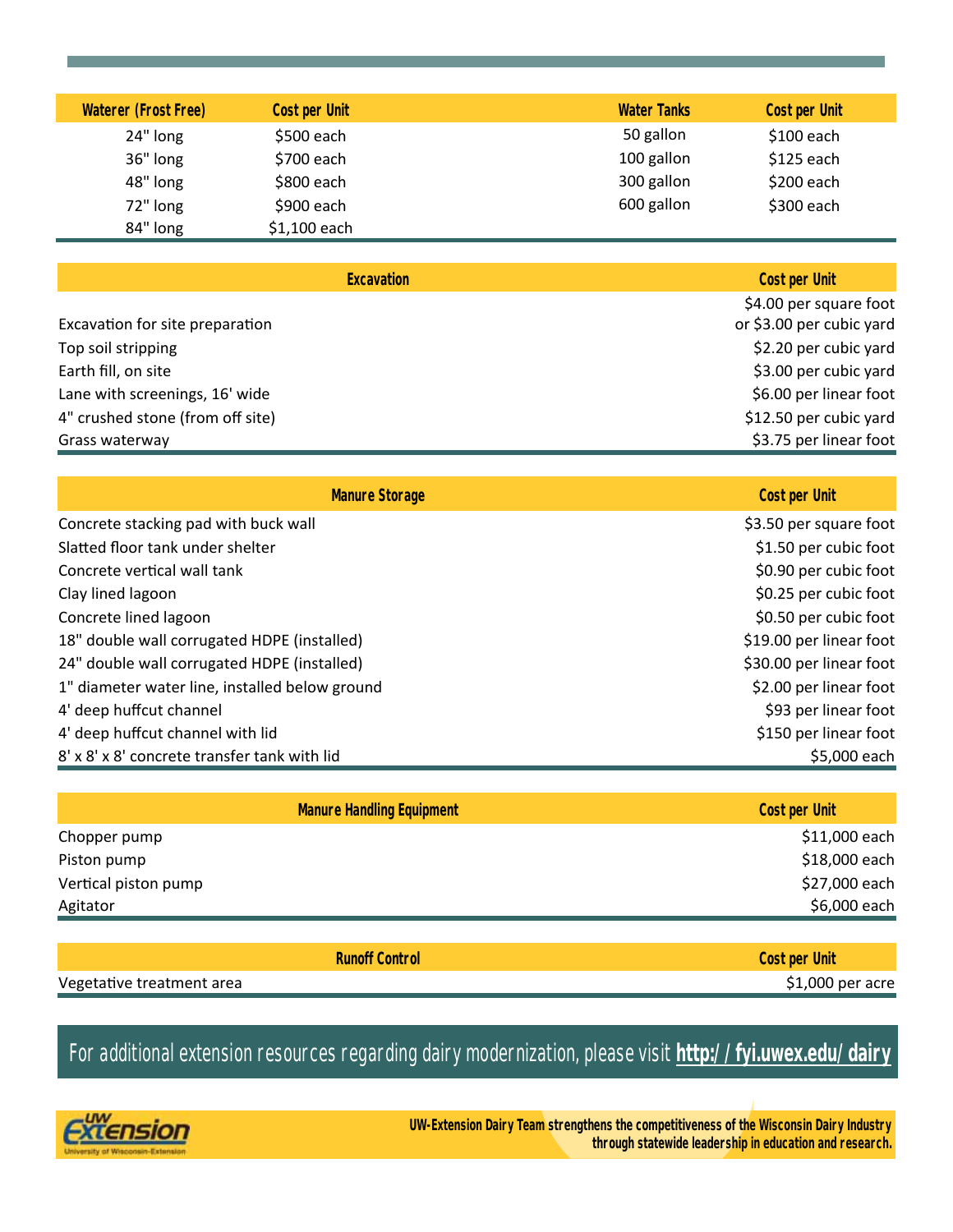| Waterer (Frost Free) | Cost per Unit | Water Tanks | Cost per Unit |
|---|---|---|---|
| 24" long | $500 each | 50 gallon | $100 each |
| 36" long | $700 each | 100 gallon | $125 each |
| 48" long | $800 each | 300 gallon | $200 each |
| 72" long | $900 each | 600 gallon | $300 each |
| 84" long | $1,100 each | | |

| Excavation | Cost per Unit |
|---|---|
| Excavation for site preparation | $4.00 per square foot or $3.00 per cubic yard |
| Top soil stripping | $2.20 per cubic yard |
| Earth fill, on site | $3.00 per cubic yard |
| Lane with screenings, 16' wide | $6.00 per linear foot |
| 4" crushed stone (from off site) | $12.50 per cubic yard |
| Grass waterway | $3.75 per linear foot |

| Manure Storage | Cost per Unit |
|---|---|
| Concrete stacking pad with buck wall | $3.50 per square foot |
| Slatted floor tank under shelter | $1.50 per cubic foot |
| Concrete vertical wall tank | $0.90 per cubic foot |
| Clay lined lagoon | $0.25 per cubic foot |
| Concrete lined lagoon | $0.50 per cubic foot |
| 18" double wall corrugated HDPE (installed) | $19.00 per linear foot |
| 24" double wall corrugated HDPE (installed) | $30.00 per linear foot |
| 1" diameter water line, installed below ground | $2.00 per linear foot |
| 4' deep huffcut channel | $93 per linear foot |
| 4' deep huffcut channel with lid | $150 per linear foot |
| 8' x 8' x 8' concrete transfer tank with lid | $5,000 each |

| Manure Handling Equipment | Cost per Unit |
|---|---|
| Chopper pump | $11,000 each |
| Piston pump | $18,000 each |
| Vertical piston pump | $27,000 each |
| Agitator | $6,000 each |

| Runoff Control | Cost per Unit |
|---|---|
| Vegetative treatment area | $1,000 per acre |

For additional extension resources regarding dairy modernization, please visit **http://fyi.uwex.edu/dairy**

UW Extension – University of Wisconsin-Extension

**UW-Extension Dairy Team strengthens the competitiveness of the Wisconsin Dairy Industry through statewide leadership in education and research.**